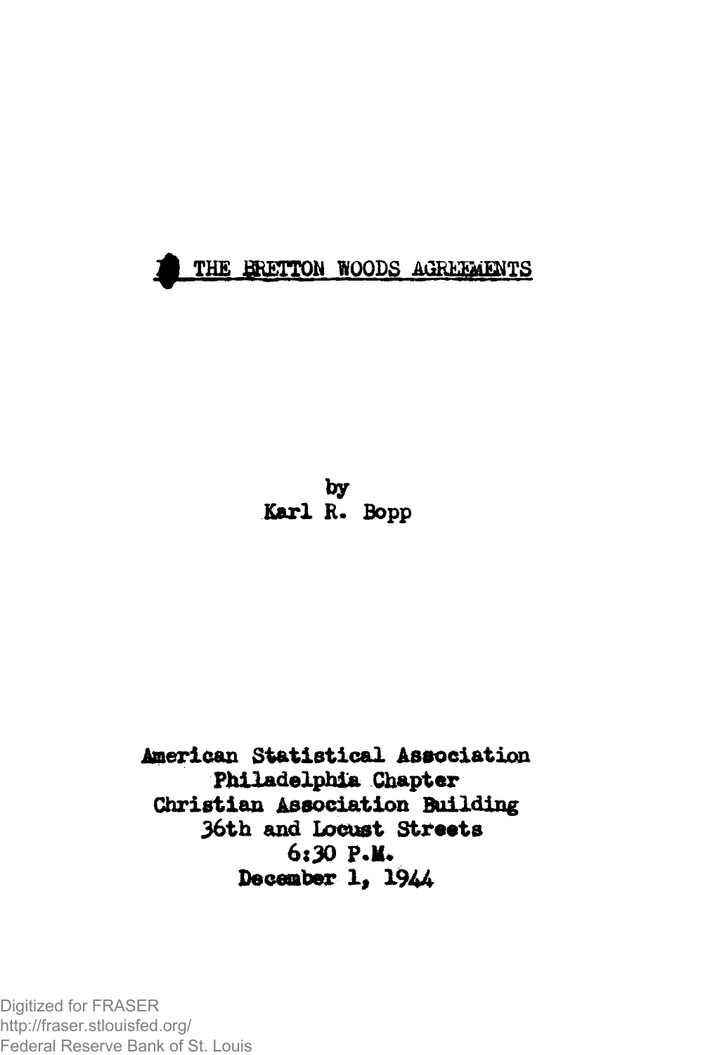# THE BRETTON WOODS AGREEMENTS

by
Karl R. Bopp

American Statistical Association
Philadelphia Chapter
Christian Association Building
36th and Locust Streets
6:30 P.M.
December 1, 1944

Digitized for FRASER
http://fraser.stlouisfed.org/
Federal Reserve Bank of St. Louis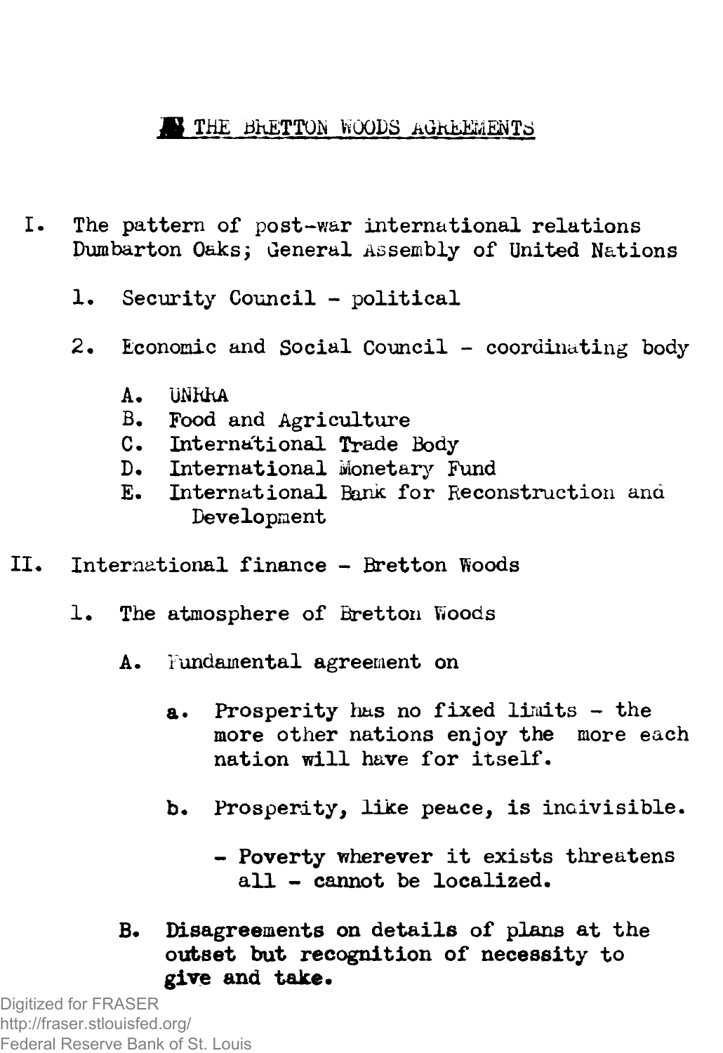# THE BRETTON WOODS AGREEMENTS

I. The pattern of post-war international relations Dumbarton Oaks; General Assembly of United Nations

    1. Security Council - political

    2. Economic and Social Council - coordinating body

        A. UNRRA
        B. Food and Agriculture
        C. International Trade Body
        D. International Monetary Fund
        E. International Bank for Reconstruction and Development

II. International finance - Bretton Woods

    1. The atmosphere of Bretton Woods

        A. Fundamental agreement on

            a. Prosperity has no fixed limits - the more other nations enjoy the more each nation will have for itself.

            b. Prosperity, like peace, is indivisible.

                - Poverty wherever it exists threatens all - cannot be localized.

        B. **Disagreements on details of plans at the outset but recognition of necessity to give and take.**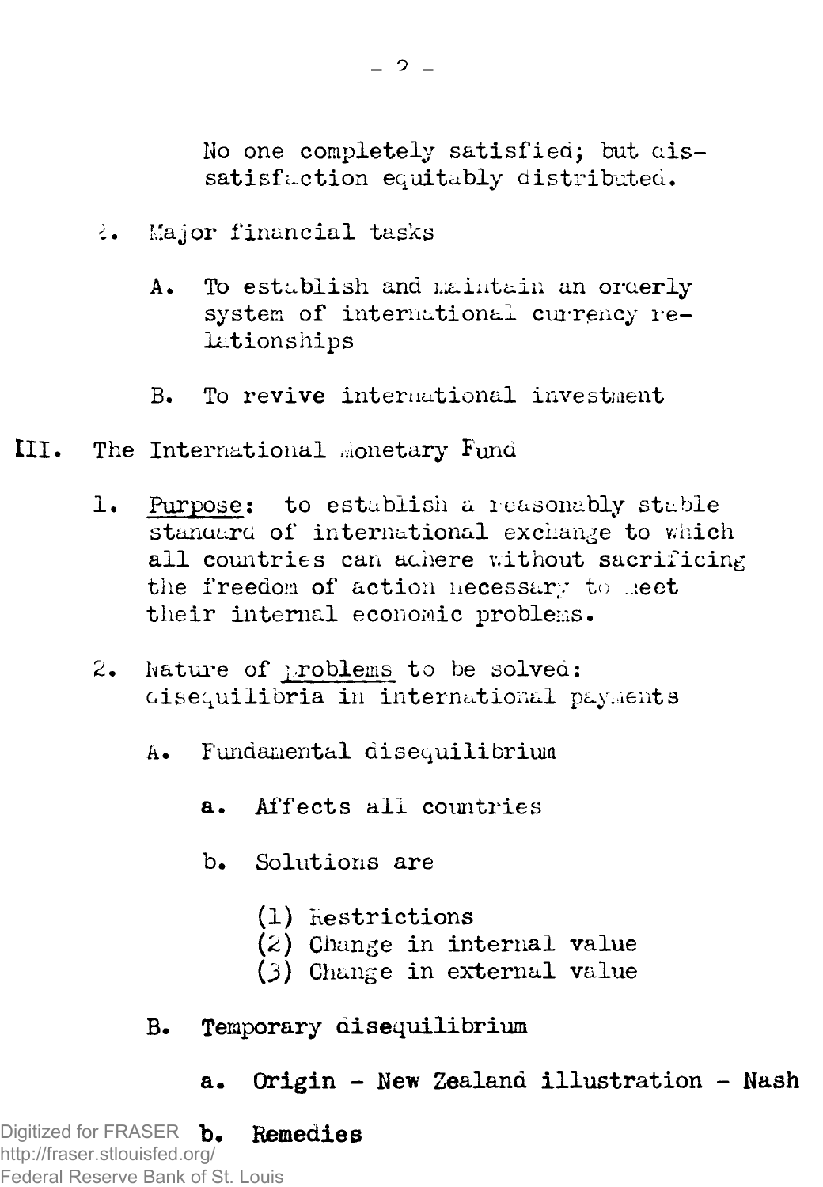No one completely satisfied; but dis-satisfaction equitably distributed.

2. Major financial tasks

   A. To establish and maintain an orderly system of international currency relationships

   B. To revive international investment

III. The International Monetary Fund

   1. <u>Purpose</u>: to establish a reasonably stable standard of international exchange to which all countries can adhere without sacrificing the freedom of action necessary to meet their internal economic problems.

   2. Nature of <u>problems</u> to be solved: disequilibria in international payments

      A. Fundamental disequilibrium

         a. Affects all countries

         b. Solutions are

            (1) Restrictions
            (2) Change in internal value
            (3) Change in external value

      B. Temporary disequilibrium

         a. Origin - New Zealand illustration - Nash

         b. Remedies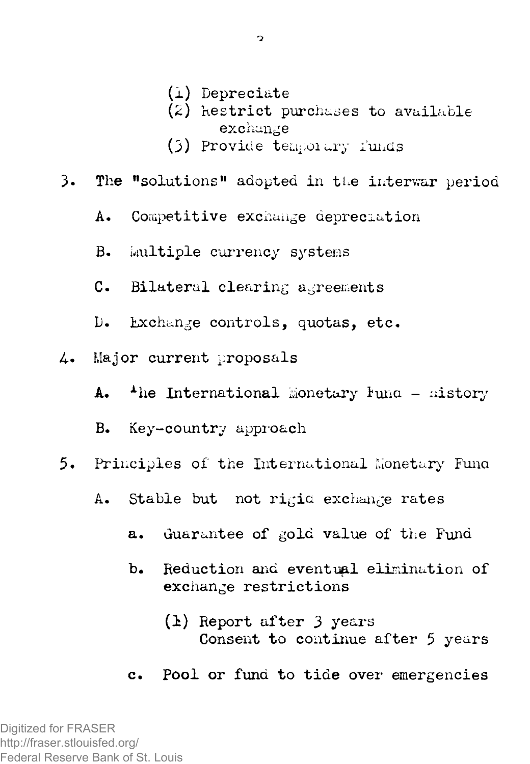(1) Depreciate
(2) Restrict purchases to available exchange
(3) Provide temporary funds

3. The "solutions" adopted in the interwar period

   A. Competitive exchange depreciation

   B. Multiple currency systems

   C. Bilateral clearing agreements

   D. Exchange controls, quotas, etc.

4. Major current proposals

   A. The International Monetary Fund - history

   B. Key-country approach

5. Principles of the International Monetary Fund

   A. Stable but not rigid exchange rates

      a. Guarantee of gold value of the Fund

      b. Reduction and eventual elimination of exchange restrictions

         (1) Report after 3 years
             Consent to continue after 5 years

      c. Pool or fund to tide over emergencies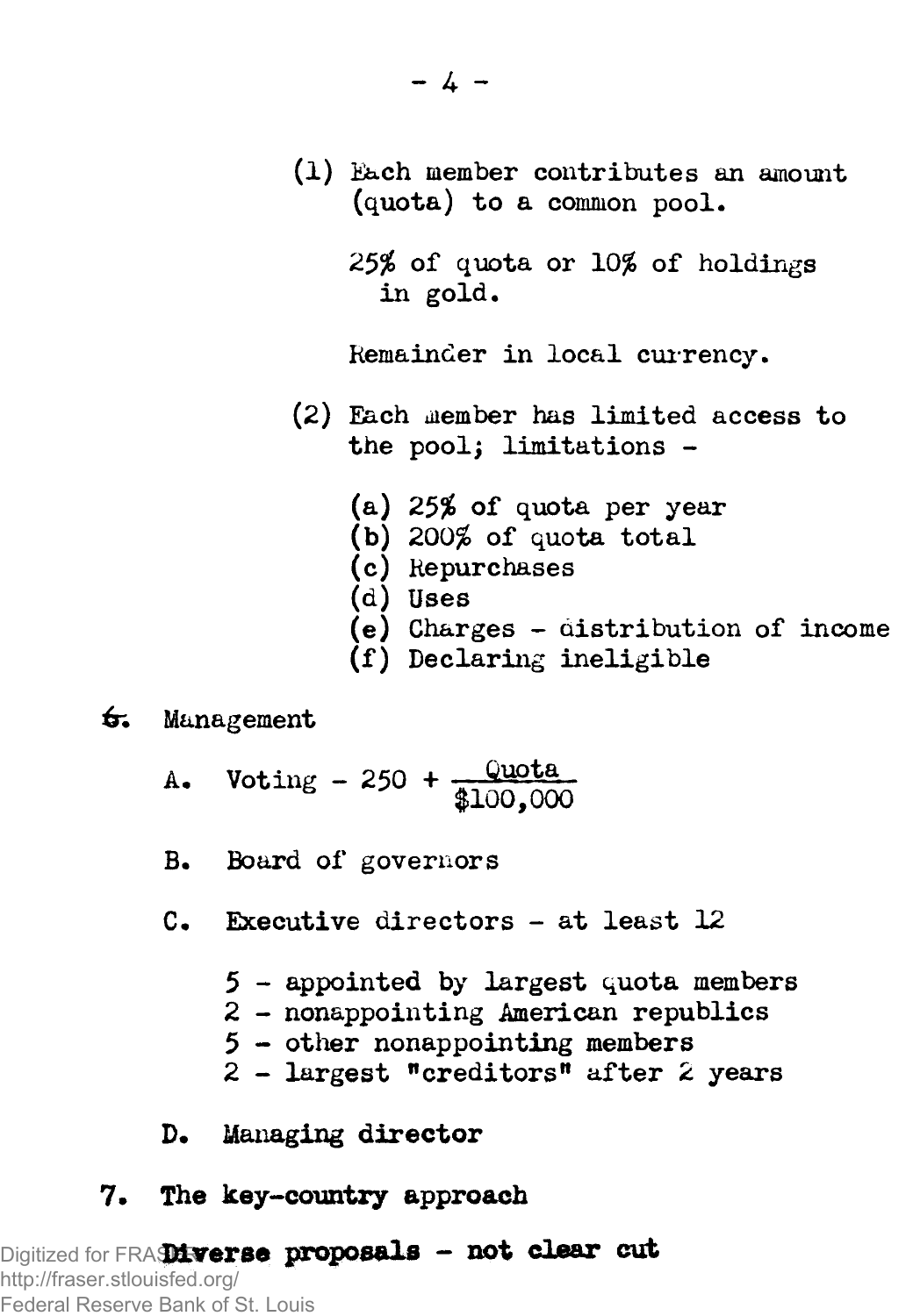(1) Each member contributes an amount (quota) to a common pool.

25% of quota or 10% of holdings in gold.

Remainder in local currency.

(2) Each member has limited access to the pool; limitations -

(a) 25% of quota per year
(b) 200% of quota total
(c) Repurchases
(d) Uses
(e) Charges - distribution of income
(f) Declaring ineligible

6. Management

A. Voting - $250 + \frac{\text{Quota}}{\$100{,}000}$

B. Board of governors

C. Executive directors - at least 12

5 - appointed by largest quota members
2 - nonappointing American republics
5 - other nonappointing members
2 - largest "creditors" after 2 years

D. **Managing director**

7. **The key-country approach**

**Diverse proposals - not clear cut**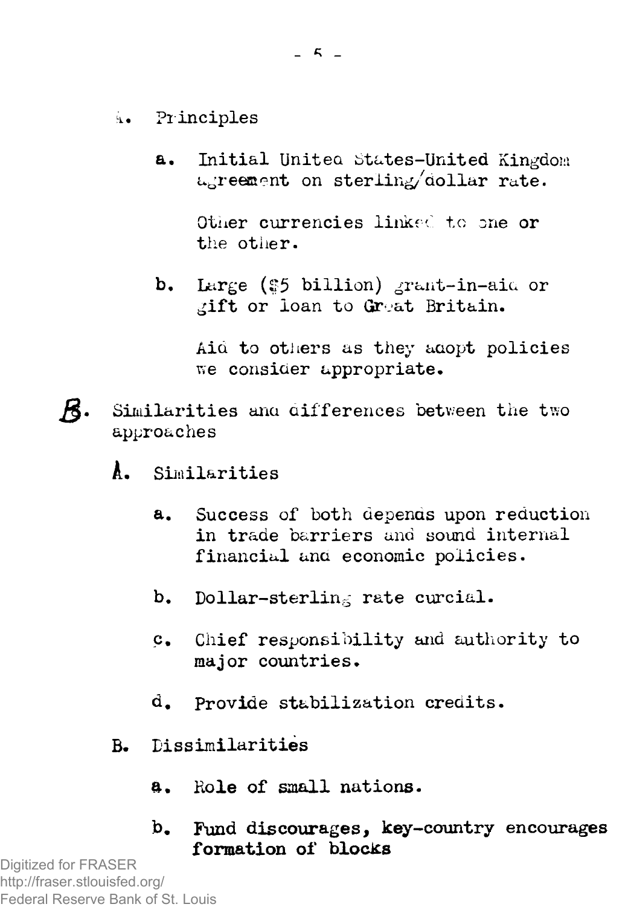4. Principles

   a. Initial United States-United Kingdom agreement on sterling/dollar rate.

      Other currencies linked to one or the other.

   b. Large ($5 billion) grant-in-aid or gift or loan to Great Britain.

      Aid to others as they adopt policies we consider appropriate.

B. Similarities and differences between the two approaches

   A. Similarities

      a. Success of both depends upon reduction in trade barriers and sound internal financial and economic policies.

      b. Dollar-sterling rate curcial.

      c. Chief responsibility and authority to major countries.

      d. Provide stabilization credits.

   B. Dissimilarities

      **a. Role of small nations.**

      **b. Fund discourages, key-country encourages formation of blocks**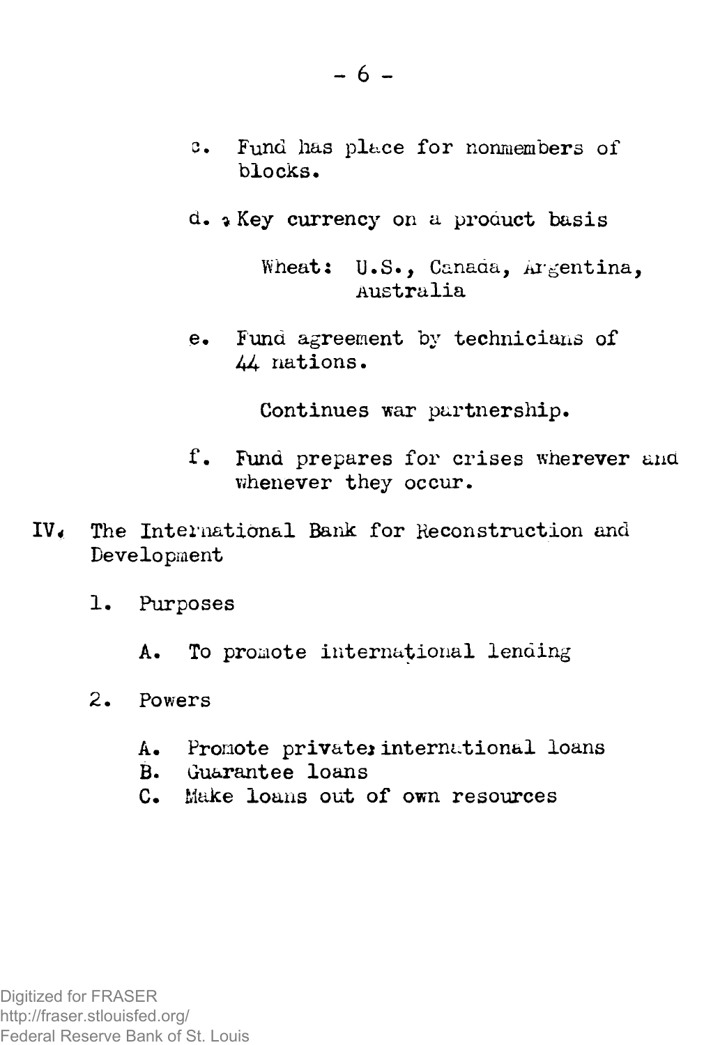c. Fund has place for nonmembers of blocks.

d. Key currency on a product basis

   Wheat: U.S., Canada, Argentina, Australia

e. Fund agreement by technicians of 44 nations.

   Continues war partnership.

f. Fund prepares for crises wherever and whenever they occur.

IV. The International Bank for Reconstruction and Development

1. Purposes

   A. To promote international lending

2. Powers

   A. Promote private international loans
   B. Guarantee loans
   C. Make loans out of own resources